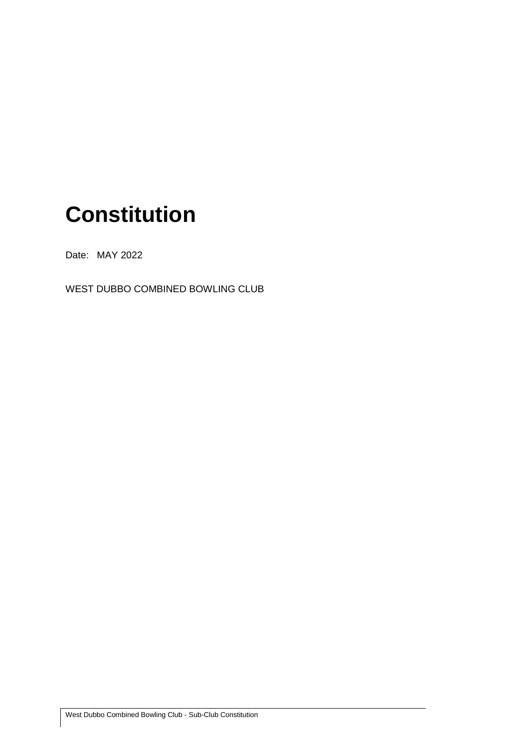# Constitution

Date: MAY 2022

WEST DUBBO COMBINED BOWLING CLUB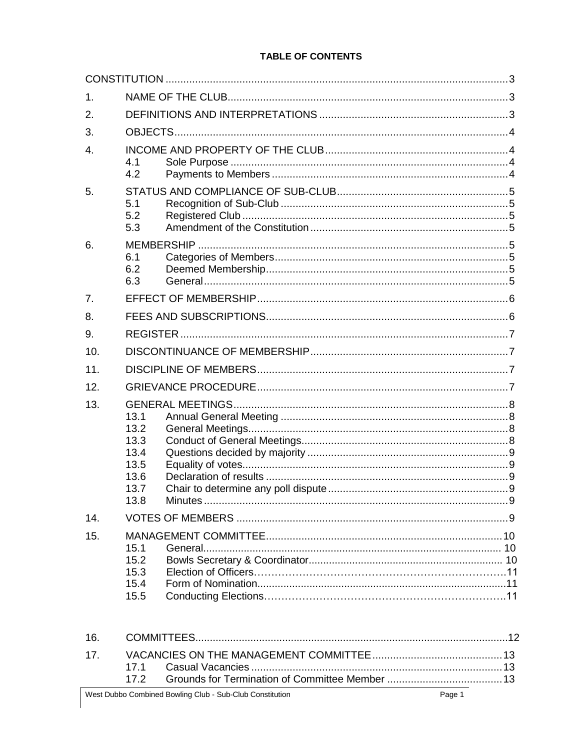**TABLE OF CONTENTS**

| | | |
|---|---|---|
| CONSTITUTION | | 3 |
| 1. | NAME OF THE CLUB | 3 |
| 2. | DEFINITIONS AND INTERPRETATIONS | 3 |
| 3. | OBJECTS | 4 |
| 4. | INCOME AND PROPERTY OF THE CLUB | 4 |
| | 4.1 Sole Purpose | 4 |
| | 4.2 Payments to Members | 4 |
| 5. | STATUS AND COMPLIANCE OF SUB-CLUB | 5 |
| | 5.1 Recognition of Sub-Club | 5 |
| | 5.2 Registered Club | 5 |
| | 5.3 Amendment of the Constitution | 5 |
| 6. | MEMBERSHIP | 5 |
| | 6.1 Categories of Members | 5 |
| | 6.2 Deemed Membership | 5 |
| | 6.3 General | 5 |
| 7. | EFFECT OF MEMBERSHIP | 6 |
| 8. | FEES AND SUBSCRIPTIONS | 6 |
| 9. | REGISTER | 7 |
| 10. | DISCONTINUANCE OF MEMBERSHIP | 7 |
| 11. | DISCIPLINE OF MEMBERS | 7 |
| 12. | GRIEVANCE PROCEDURE | 7 |
| 13. | GENERAL MEETINGS | 8 |
| | 13.1 Annual General Meeting | 8 |
| | 13.2 General Meetings | 8 |
| | 13.3 Conduct of General Meetings | 8 |
| | 13.4 Questions decided by majority | 9 |
| | 13.5 Equality of votes | 9 |
| | 13.6 Declaration of results | 9 |
| | 13.7 Chair to determine any poll dispute | 9 |
| | 13.8 Minutes | 9 |
| 14. | VOTES OF MEMBERS | 9 |
| 15. | MANAGEMENT COMMITTEE | 10 |
| | 15.1 General | 10 |
| | 15.2 Bowls Secretary & Coordinator | 10 |
| | 15.3 Election of Officers | 11 |
| | 15.4 Form of Nomination | 11 |
| | 15.5 Conducting Elections | 11 |
| 16. | COMMITTEES | 12 |
| 17. | VACANCIES ON THE MANAGEMENT COMMITTEE | 13 |
| | 17.1 Casual Vacancies | 13 |
| | 17.2 Grounds for Termination of Committee Member | 13 |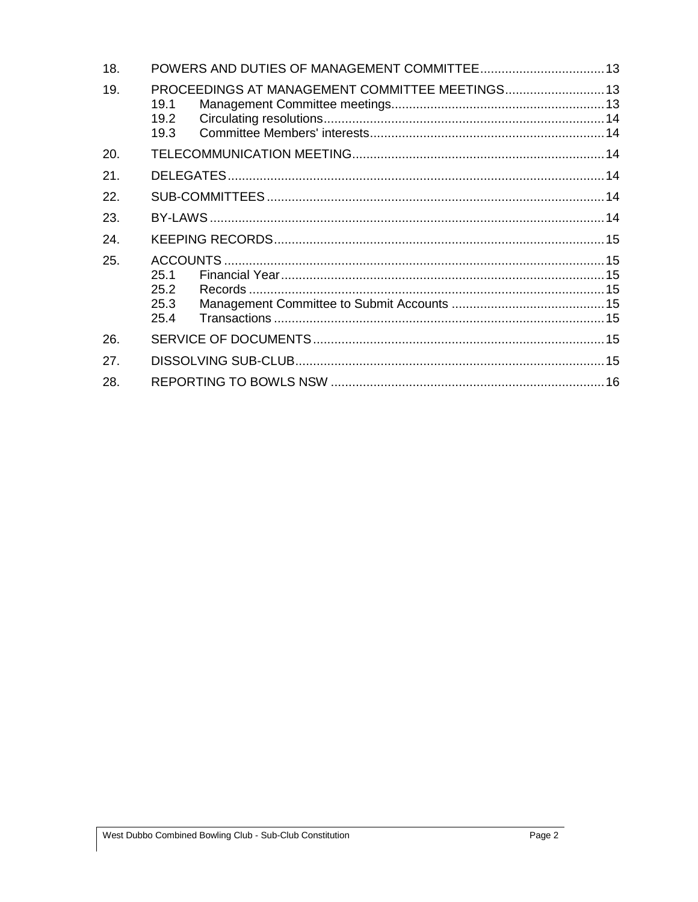| | | |
|---|---|---|
| 18. | POWERS AND DUTIES OF MANAGEMENT COMMITTEE | 13 |
| 19. | PROCEEDINGS AT MANAGEMENT COMMITTEE MEETINGS | 13 |
| | 19.1 Management Committee meetings | 13 |
| | 19.2 Circulating resolutions | 14 |
| | 19.3 Committee Members' interests | 14 |
| 20. | TELECOMMUNICATION MEETING | 14 |
| 21. | DELEGATES | 14 |
| 22. | SUB-COMMITTEES | 14 |
| 23. | BY-LAWS | 14 |
| 24. | KEEPING RECORDS | 15 |
| 25. | ACCOUNTS | 15 |
| | 25.1 Financial Year | 15 |
| | 25.2 Records | 15 |
| | 25.3 Management Committee to Submit Accounts | 15 |
| | 25.4 Transactions | 15 |
| 26. | SERVICE OF DOCUMENTS | 15 |
| 27. | DISSOLVING SUB-CLUB | 15 |
| 28. | REPORTING TO BOWLS NSW | 16 |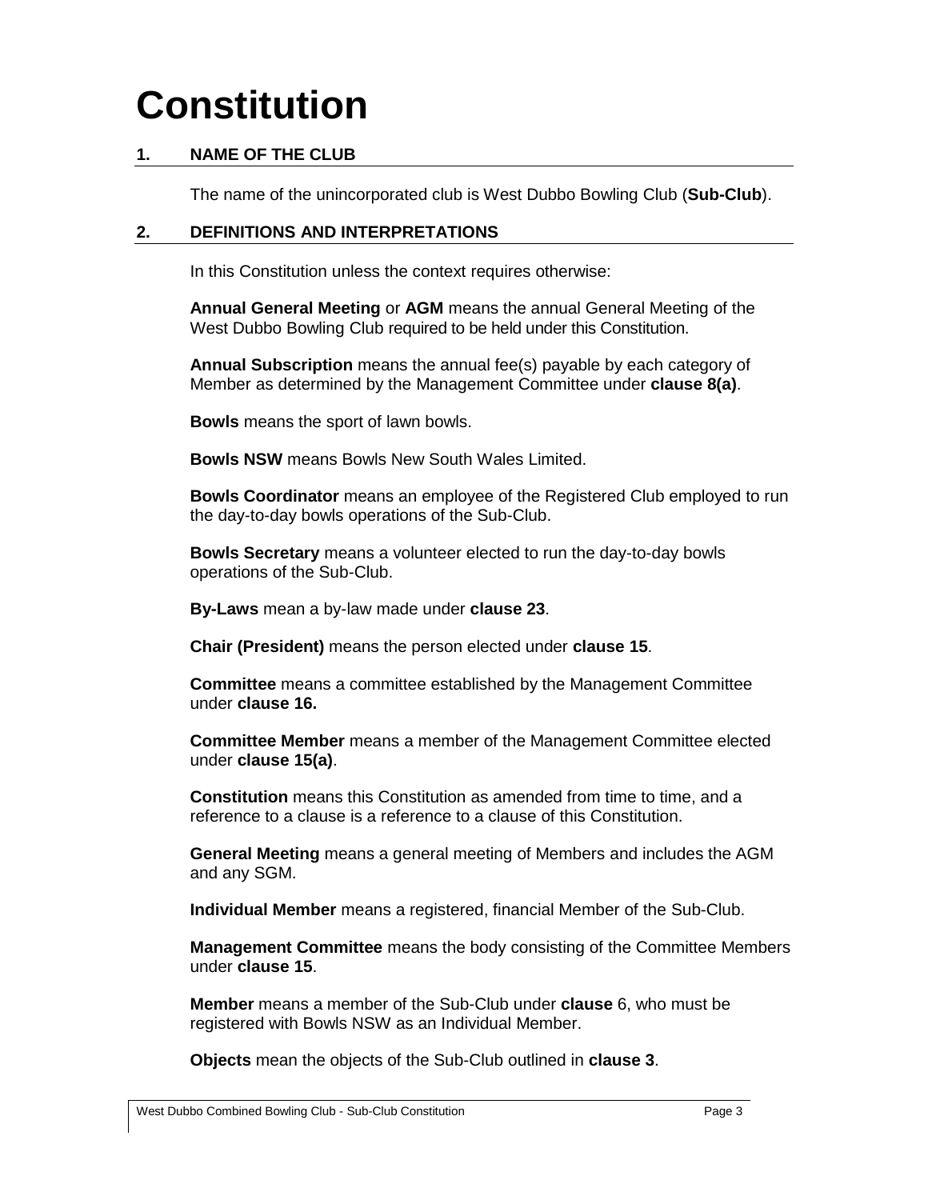# Constitution

## 1. NAME OF THE CLUB

The name of the unincorporated club is West Dubbo Bowling Club (**Sub-Club**).

## 2. DEFINITIONS AND INTERPRETATIONS

In this Constitution unless the context requires otherwise:

**Annual General Meeting** or **AGM** means the annual General Meeting of the West Dubbo Bowling Club required to be held under this Constitution.

**Annual Subscription** means the annual fee(s) payable by each category of Member as determined by the Management Committee under **clause 8(a)**.

**Bowls** means the sport of lawn bowls.

**Bowls NSW** means Bowls New South Wales Limited.

**Bowls Coordinator** means an employee of the Registered Club employed to run the day-to-day bowls operations of the Sub-Club.

**Bowls Secretary** means a volunteer elected to run the day-to-day bowls operations of the Sub-Club.

**By-Laws** mean a by-law made under **clause 23**.

**Chair (President)** means the person elected under **clause 15**.

**Committee** means a committee established by the Management Committee under **clause 16.**

**Committee Member** means a member of the Management Committee elected under **clause 15(a)**.

**Constitution** means this Constitution as amended from time to time, and a reference to a clause is a reference to a clause of this Constitution.

**General Meeting** means a general meeting of Members and includes the AGM and any SGM.

**Individual Member** means a registered, financial Member of the Sub-Club.

**Management Committee** means the body consisting of the Committee Members under **clause 15**.

**Member** means a member of the Sub-Club under **clause** 6, who must be registered with Bowls NSW as an Individual Member.

**Objects** mean the objects of the Sub-Club outlined in **clause 3**.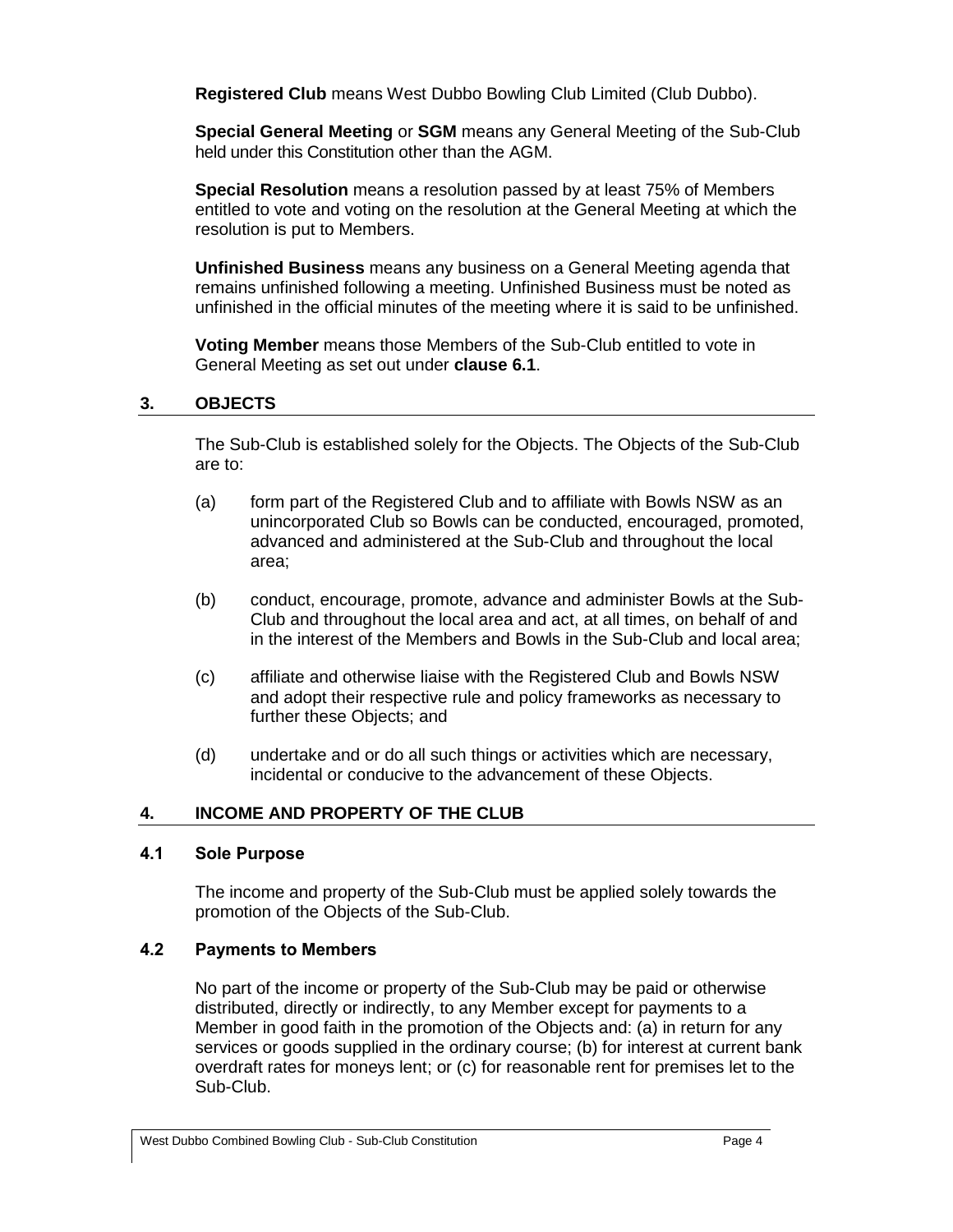**Registered Club** means West Dubbo Bowling Club Limited (Club Dubbo).

**Special General Meeting** or **SGM** means any General Meeting of the Sub-Club held under this Constitution other than the AGM.

**Special Resolution** means a resolution passed by at least 75% of Members entitled to vote and voting on the resolution at the General Meeting at which the resolution is put to Members.

**Unfinished Business** means any business on a General Meeting agenda that remains unfinished following a meeting. Unfinished Business must be noted as unfinished in the official minutes of the meeting where it is said to be unfinished.

**Voting Member** means those Members of the Sub-Club entitled to vote in General Meeting as set out under **clause 6.1**.

## 3. OBJECTS

The Sub-Club is established solely for the Objects. The Objects of the Sub-Club are to:

(a) form part of the Registered Club and to affiliate with Bowls NSW as an unincorporated Club so Bowls can be conducted, encouraged, promoted, advanced and administered at the Sub-Club and throughout the local area;

(b) conduct, encourage, promote, advance and administer Bowls at the Sub-Club and throughout the local area and act, at all times, on behalf of and in the interest of the Members and Bowls in the Sub-Club and local area;

(c) affiliate and otherwise liaise with the Registered Club and Bowls NSW and adopt their respective rule and policy frameworks as necessary to further these Objects; and

(d) undertake and or do all such things or activities which are necessary, incidental or conducive to the advancement of these Objects.

## 4. INCOME AND PROPERTY OF THE CLUB

### 4.1 Sole Purpose

The income and property of the Sub-Club must be applied solely towards the promotion of the Objects of the Sub-Club.

### 4.2 Payments to Members

No part of the income or property of the Sub-Club may be paid or otherwise distributed, directly or indirectly, to any Member except for payments to a Member in good faith in the promotion of the Objects and: (a) in return for any services or goods supplied in the ordinary course; (b) for interest at current bank overdraft rates for moneys lent; or (c) for reasonable rent for premises let to the Sub-Club.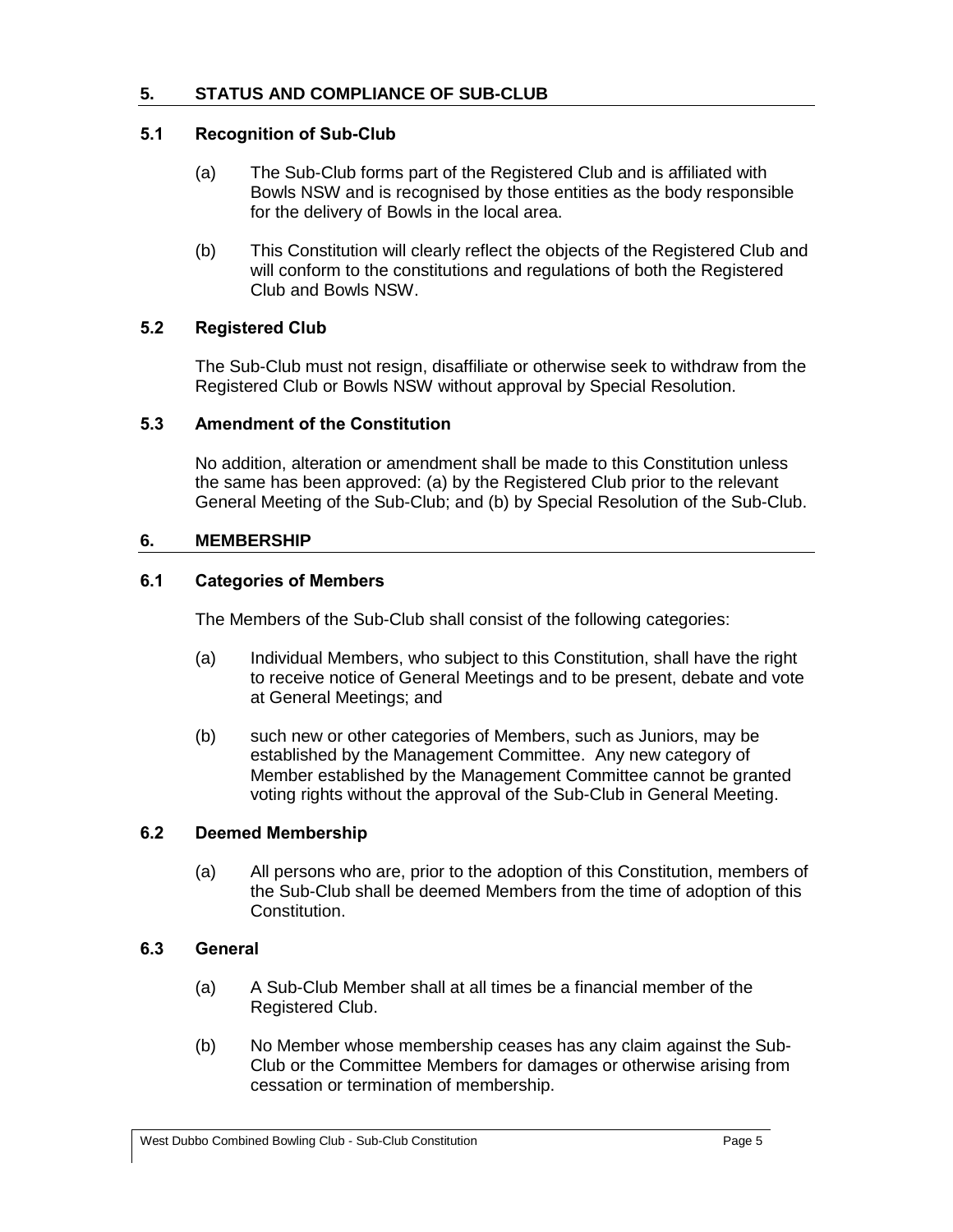## 5. STATUS AND COMPLIANCE OF SUB-CLUB

### 5.1 Recognition of Sub-Club

(a) The Sub-Club forms part of the Registered Club and is affiliated with Bowls NSW and is recognised by those entities as the body responsible for the delivery of Bowls in the local area.

(b) This Constitution will clearly reflect the objects of the Registered Club and will conform to the constitutions and regulations of both the Registered Club and Bowls NSW.

### 5.2 Registered Club

The Sub-Club must not resign, disaffiliate or otherwise seek to withdraw from the Registered Club or Bowls NSW without approval by Special Resolution.

### 5.3 Amendment of the Constitution

No addition, alteration or amendment shall be made to this Constitution unless the same has been approved: (a) by the Registered Club prior to the relevant General Meeting of the Sub-Club; and (b) by Special Resolution of the Sub-Club.

## 6. MEMBERSHIP

### 6.1 Categories of Members

The Members of the Sub-Club shall consist of the following categories:

(a) Individual Members, who subject to this Constitution, shall have the right to receive notice of General Meetings and to be present, debate and vote at General Meetings; and

(b) such new or other categories of Members, such as Juniors, may be established by the Management Committee. Any new category of Member established by the Management Committee cannot be granted voting rights without the approval of the Sub-Club in General Meeting.

### 6.2 Deemed Membership

(a) All persons who are, prior to the adoption of this Constitution, members of the Sub-Club shall be deemed Members from the time of adoption of this Constitution.

### 6.3 General

(a) A Sub-Club Member shall at all times be a financial member of the Registered Club.

(b) No Member whose membership ceases has any claim against the Sub-Club or the Committee Members for damages or otherwise arising from cessation or termination of membership.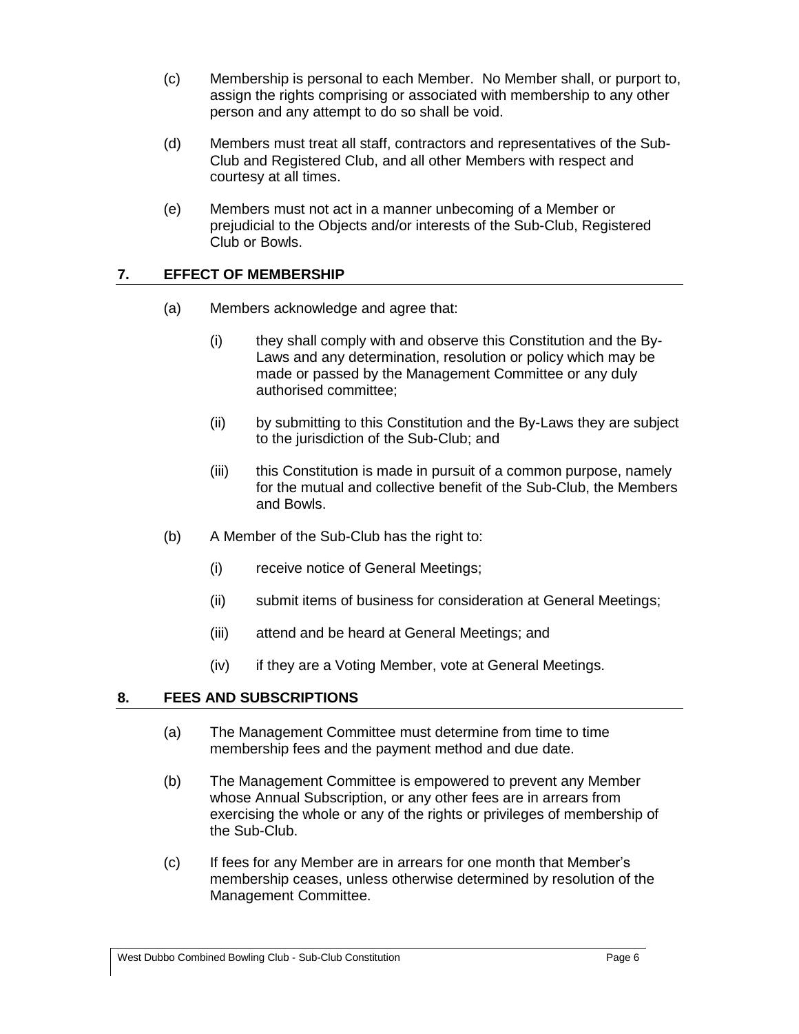(c) Membership is personal to each Member. No Member shall, or purport to, assign the rights comprising or associated with membership to any other person and any attempt to do so shall be void.

(d) Members must treat all staff, contractors and representatives of the Sub-Club and Registered Club, and all other Members with respect and courtesy at all times.

(e) Members must not act in a manner unbecoming of a Member or prejudicial to the Objects and/or interests of the Sub-Club, Registered Club or Bowls.

## 7. EFFECT OF MEMBERSHIP

(a) Members acknowledge and agree that:

(i) they shall comply with and observe this Constitution and the By-Laws and any determination, resolution or policy which may be made or passed by the Management Committee or any duly authorised committee;

(ii) by submitting to this Constitution and the By-Laws they are subject to the jurisdiction of the Sub-Club; and

(iii) this Constitution is made in pursuit of a common purpose, namely for the mutual and collective benefit of the Sub-Club, the Members and Bowls.

(b) A Member of the Sub-Club has the right to:

(i) receive notice of General Meetings;

(ii) submit items of business for consideration at General Meetings;

(iii) attend and be heard at General Meetings; and

(iv) if they are a Voting Member, vote at General Meetings.

## 8. FEES AND SUBSCRIPTIONS

(a) The Management Committee must determine from time to time membership fees and the payment method and due date.

(b) The Management Committee is empowered to prevent any Member whose Annual Subscription, or any other fees are in arrears from exercising the whole or any of the rights or privileges of membership of the Sub-Club.

(c) If fees for any Member are in arrears for one month that Member's membership ceases, unless otherwise determined by resolution of the Management Committee.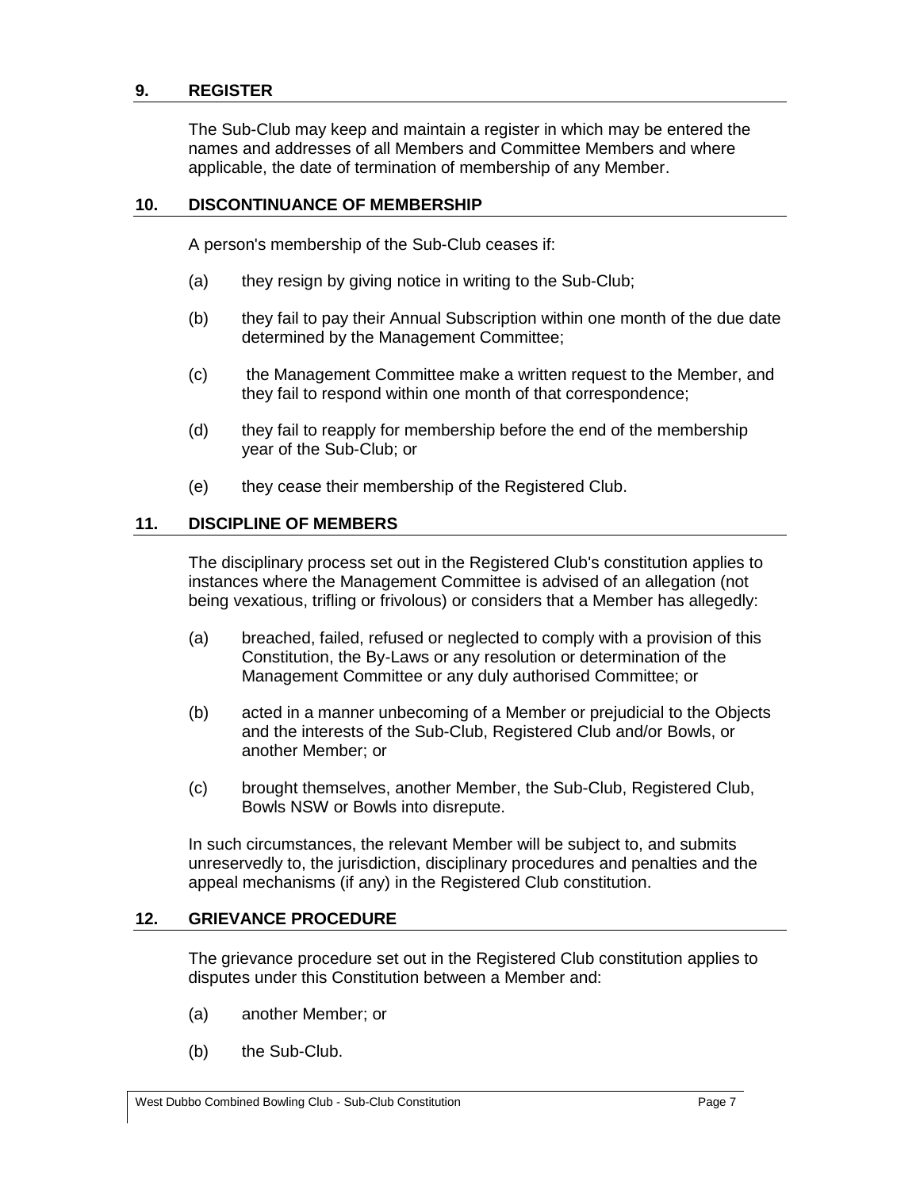## 9. REGISTER

The Sub-Club may keep and maintain a register in which may be entered the names and addresses of all Members and Committee Members and where applicable, the date of termination of membership of any Member.

## 10. DISCONTINUANCE OF MEMBERSHIP

A person's membership of the Sub-Club ceases if:

(a) they resign by giving notice in writing to the Sub-Club;

(b) they fail to pay their Annual Subscription within one month of the due date determined by the Management Committee;

(c) the Management Committee make a written request to the Member, and they fail to respond within one month of that correspondence;

(d) they fail to reapply for membership before the end of the membership year of the Sub-Club; or

(e) they cease their membership of the Registered Club.

## 11. DISCIPLINE OF MEMBERS

The disciplinary process set out in the Registered Club's constitution applies to instances where the Management Committee is advised of an allegation (not being vexatious, trifling or frivolous) or considers that a Member has allegedly:

(a) breached, failed, refused or neglected to comply with a provision of this Constitution, the By-Laws or any resolution or determination of the Management Committee or any duly authorised Committee; or

(b) acted in a manner unbecoming of a Member or prejudicial to the Objects and the interests of the Sub-Club, Registered Club and/or Bowls, or another Member; or

(c) brought themselves, another Member, the Sub-Club, Registered Club, Bowls NSW or Bowls into disrepute.

In such circumstances, the relevant Member will be subject to, and submits unreservedly to, the jurisdiction, disciplinary procedures and penalties and the appeal mechanisms (if any) in the Registered Club constitution.

## 12. GRIEVANCE PROCEDURE

The grievance procedure set out in the Registered Club constitution applies to disputes under this Constitution between a Member and:

(a) another Member; or

(b) the Sub-Club.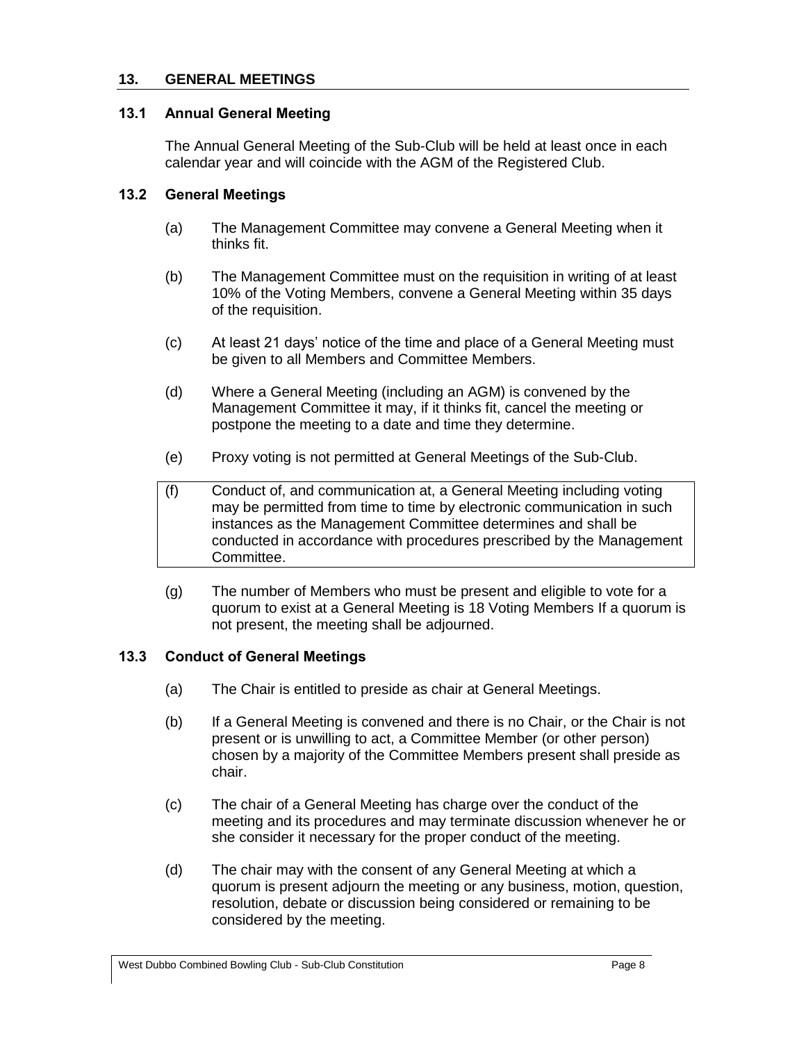## 13. GENERAL MEETINGS

### 13.1 Annual General Meeting

The Annual General Meeting of the Sub-Club will be held at least once in each calendar year and will coincide with the AGM of the Registered Club.

### 13.2 General Meetings

(a) The Management Committee may convene a General Meeting when it thinks fit.

(b) The Management Committee must on the requisition in writing of at least 10% of the Voting Members, convene a General Meeting within 35 days of the requisition.

(c) At least 21 days' notice of the time and place of a General Meeting must be given to all Members and Committee Members.

(d) Where a General Meeting (including an AGM) is convened by the Management Committee it may, if it thinks fit, cancel the meeting or postpone the meeting to a date and time they determine.

(e) Proxy voting is not permitted at General Meetings of the Sub-Club.

(f) Conduct of, and communication at, a General Meeting including voting may be permitted from time to time by electronic communication in such instances as the Management Committee determines and shall be conducted in accordance with procedures prescribed by the Management Committee.

(g) The number of Members who must be present and eligible to vote for a quorum to exist at a General Meeting is 18 Voting Members If a quorum is not present, the meeting shall be adjourned.

### 13.3 Conduct of General Meetings

(a) The Chair is entitled to preside as chair at General Meetings.

(b) If a General Meeting is convened and there is no Chair, or the Chair is not present or is unwilling to act, a Committee Member (or other person) chosen by a majority of the Committee Members present shall preside as chair.

(c) The chair of a General Meeting has charge over the conduct of the meeting and its procedures and may terminate discussion whenever he or she consider it necessary for the proper conduct of the meeting.

(d) The chair may with the consent of any General Meeting at which a quorum is present adjourn the meeting or any business, motion, question, resolution, debate or discussion being considered or remaining to be considered by the meeting.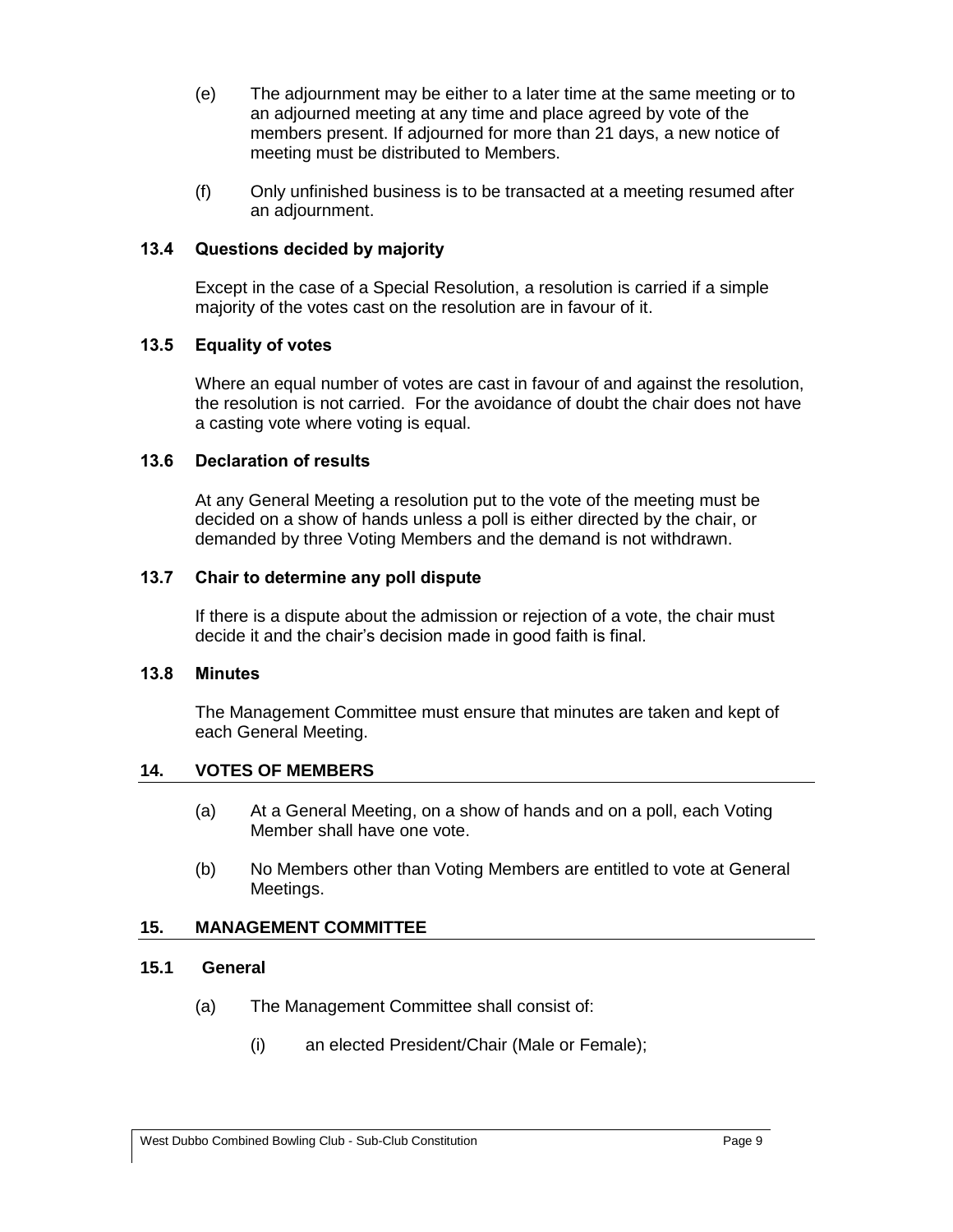(e) The adjournment may be either to a later time at the same meeting or to an adjourned meeting at any time and place agreed by vote of the members present. If adjourned for more than 21 days, a new notice of meeting must be distributed to Members.

(f) Only unfinished business is to be transacted at a meeting resumed after an adjournment.

### 13.4 Questions decided by majority

Except in the case of a Special Resolution, a resolution is carried if a simple majority of the votes cast on the resolution are in favour of it.

### 13.5 Equality of votes

Where an equal number of votes are cast in favour of and against the resolution, the resolution is not carried. For the avoidance of doubt the chair does not have a casting vote where voting is equal.

### 13.6 Declaration of results

At any General Meeting a resolution put to the vote of the meeting must be decided on a show of hands unless a poll is either directed by the chair, or demanded by three Voting Members and the demand is not withdrawn.

### 13.7 Chair to determine any poll dispute

If there is a dispute about the admission or rejection of a vote, the chair must decide it and the chair's decision made in good faith is final.

### 13.8 Minutes

The Management Committee must ensure that minutes are taken and kept of each General Meeting.

## 14. VOTES OF MEMBERS

(a) At a General Meeting, on a show of hands and on a poll, each Voting Member shall have one vote.

(b) No Members other than Voting Members are entitled to vote at General Meetings.

## 15. MANAGEMENT COMMITTEE

### 15.1 General

(a) The Management Committee shall consist of:

(i) an elected President/Chair (Male or Female);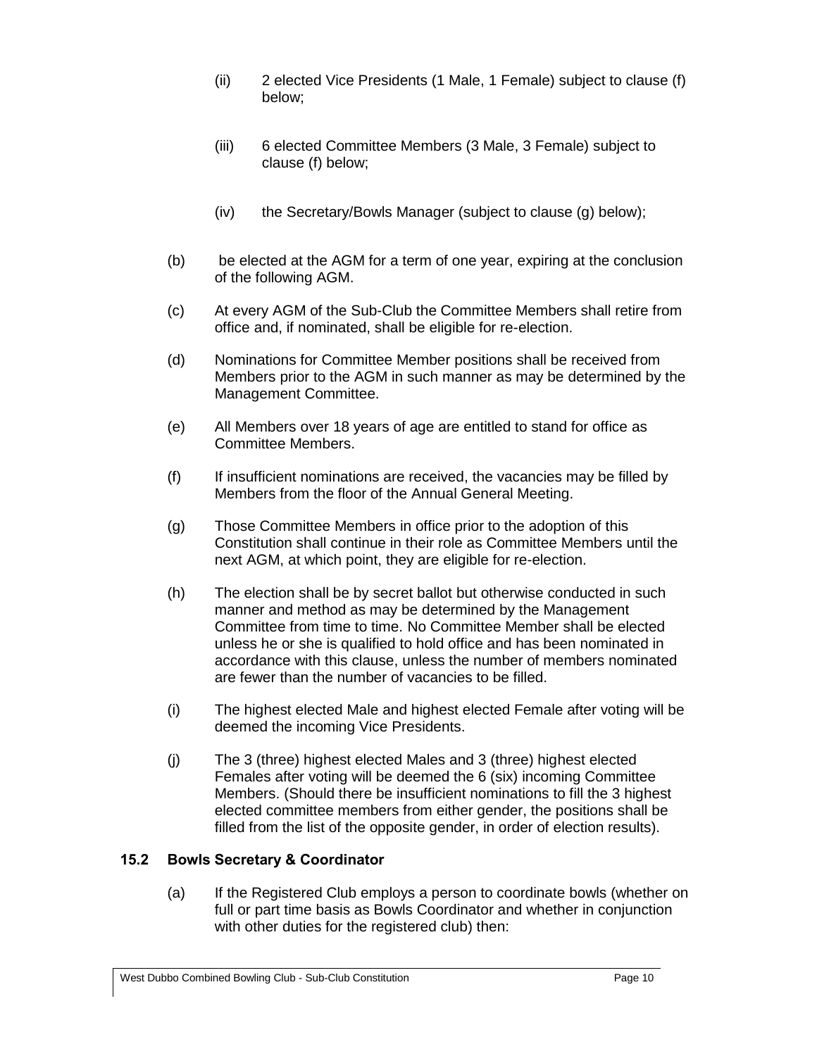(ii) 2 elected Vice Presidents (1 Male, 1 Female) subject to clause (f) below;

(iii) 6 elected Committee Members (3 Male, 3 Female) subject to clause (f) below;

(iv) the Secretary/Bowls Manager (subject to clause (g) below);

(b) be elected at the AGM for a term of one year, expiring at the conclusion of the following AGM.

(c) At every AGM of the Sub-Club the Committee Members shall retire from office and, if nominated, shall be eligible for re-election.

(d) Nominations for Committee Member positions shall be received from Members prior to the AGM in such manner as may be determined by the Management Committee.

(e) All Members over 18 years of age are entitled to stand for office as Committee Members.

(f) If insufficient nominations are received, the vacancies may be filled by Members from the floor of the Annual General Meeting.

(g) Those Committee Members in office prior to the adoption of this Constitution shall continue in their role as Committee Members until the next AGM, at which point, they are eligible for re-election.

(h) The election shall be by secret ballot but otherwise conducted in such manner and method as may be determined by the Management Committee from time to time. No Committee Member shall be elected unless he or she is qualified to hold office and has been nominated in accordance with this clause, unless the number of members nominated are fewer than the number of vacancies to be filled.

(i) The highest elected Male and highest elected Female after voting will be deemed the incoming Vice Presidents.

(j) The 3 (three) highest elected Males and 3 (three) highest elected Females after voting will be deemed the 6 (six) incoming Committee Members. (Should there be insufficient nominations to fill the 3 highest elected committee members from either gender, the positions shall be filled from the list of the opposite gender, in order of election results).

### 15.2 Bowls Secretary & Coordinator

(a) If the Registered Club employs a person to coordinate bowls (whether on full or part time basis as Bowls Coordinator and whether in conjunction with other duties for the registered club) then: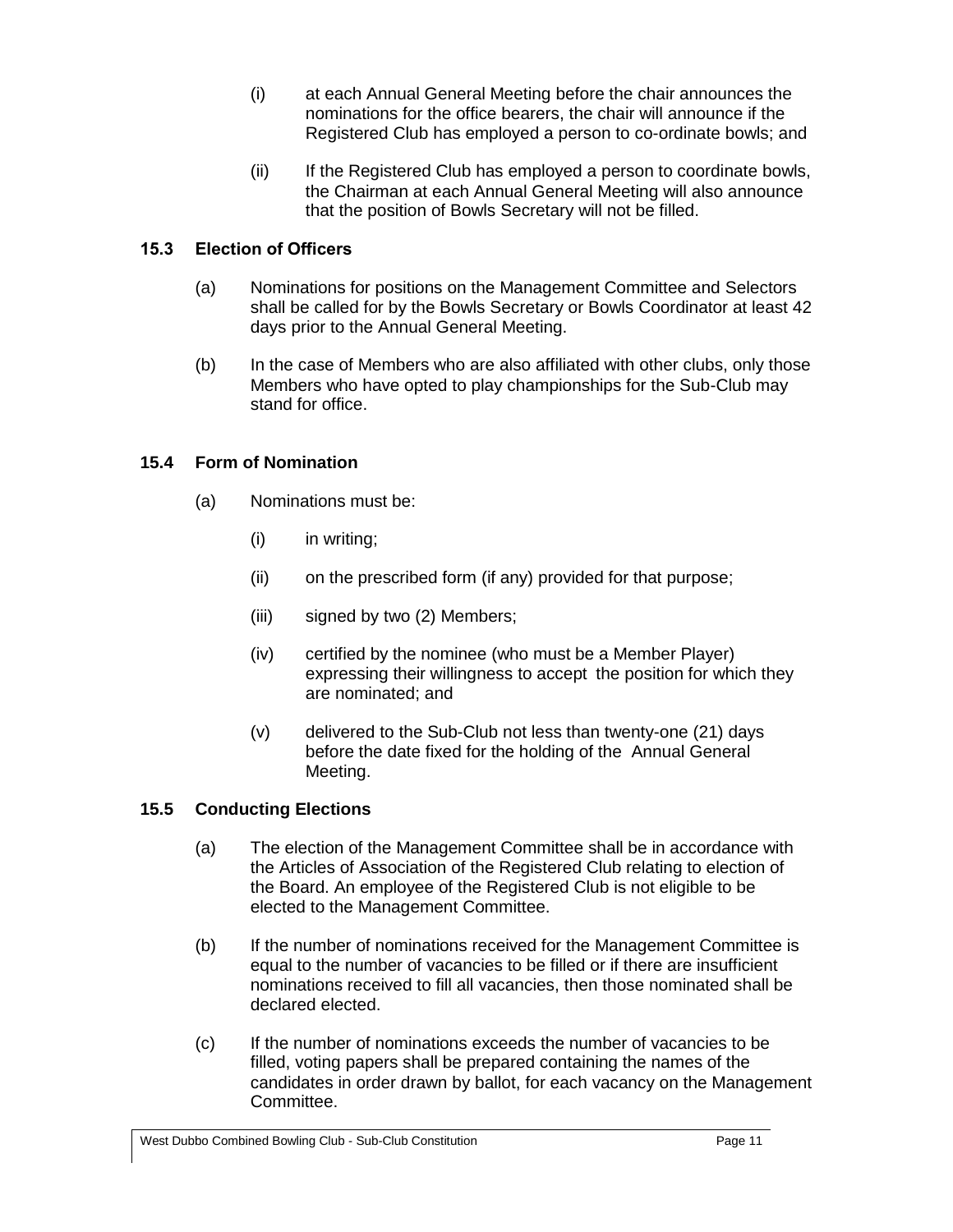(i) at each Annual General Meeting before the chair announces the nominations for the office bearers, the chair will announce if the Registered Club has employed a person to co-ordinate bowls; and

(ii) If the Registered Club has employed a person to coordinate bowls, the Chairman at each Annual General Meeting will also announce that the position of Bowls Secretary will not be filled.

### 15.3 Election of Officers

(a) Nominations for positions on the Management Committee and Selectors shall be called for by the Bowls Secretary or Bowls Coordinator at least 42 days prior to the Annual General Meeting.

(b) In the case of Members who are also affiliated with other clubs, only those Members who have opted to play championships for the Sub-Club may stand for office.

### 15.4 Form of Nomination

(a) Nominations must be:

(i) in writing;

(ii) on the prescribed form (if any) provided for that purpose;

(iii) signed by two (2) Members;

(iv) certified by the nominee (who must be a Member Player) expressing their willingness to accept the position for which they are nominated; and

(v) delivered to the Sub-Club not less than twenty-one (21) days before the date fixed for the holding of the Annual General Meeting.

### 15.5 Conducting Elections

(a) The election of the Management Committee shall be in accordance with the Articles of Association of the Registered Club relating to election of the Board. An employee of the Registered Club is not eligible to be elected to the Management Committee.

(b) If the number of nominations received for the Management Committee is equal to the number of vacancies to be filled or if there are insufficient nominations received to fill all vacancies, then those nominated shall be declared elected.

(c) If the number of nominations exceeds the number of vacancies to be filled, voting papers shall be prepared containing the names of the candidates in order drawn by ballot, for each vacancy on the Management Committee.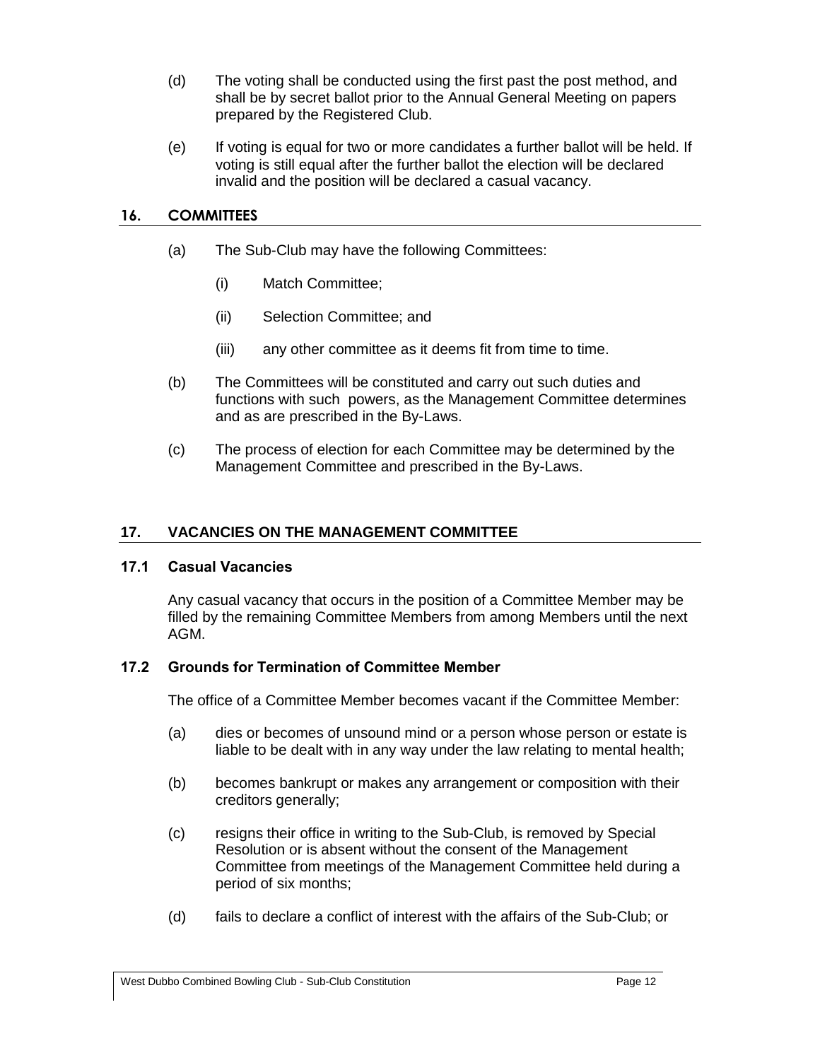(d) The voting shall be conducted using the first past the post method, and shall be by secret ballot prior to the Annual General Meeting on papers prepared by the Registered Club.

(e) If voting is equal for two or more candidates a further ballot will be held. If voting is still equal after the further ballot the election will be declared invalid and the position will be declared a casual vacancy.

## 16. COMMITTEES

(a) The Sub-Club may have the following Committees:

   (i) Match Committee;

   (ii) Selection Committee; and

   (iii) any other committee as it deems fit from time to time.

(b) The Committees will be constituted and carry out such duties and functions with such powers, as the Management Committee determines and as are prescribed in the By-Laws.

(c) The process of election for each Committee may be determined by the Management Committee and prescribed in the By-Laws.

## 17. VACANCIES ON THE MANAGEMENT COMMITTEE

### 17.1 Casual Vacancies

Any casual vacancy that occurs in the position of a Committee Member may be filled by the remaining Committee Members from among Members until the next AGM.

### 17.2 Grounds for Termination of Committee Member

The office of a Committee Member becomes vacant if the Committee Member:

(a) dies or becomes of unsound mind or a person whose person or estate is liable to be dealt with in any way under the law relating to mental health;

(b) becomes bankrupt or makes any arrangement or composition with their creditors generally;

(c) resigns their office in writing to the Sub-Club, is removed by Special Resolution or is absent without the consent of the Management Committee from meetings of the Management Committee held during a period of six months;

(d) fails to declare a conflict of interest with the affairs of the Sub-Club; or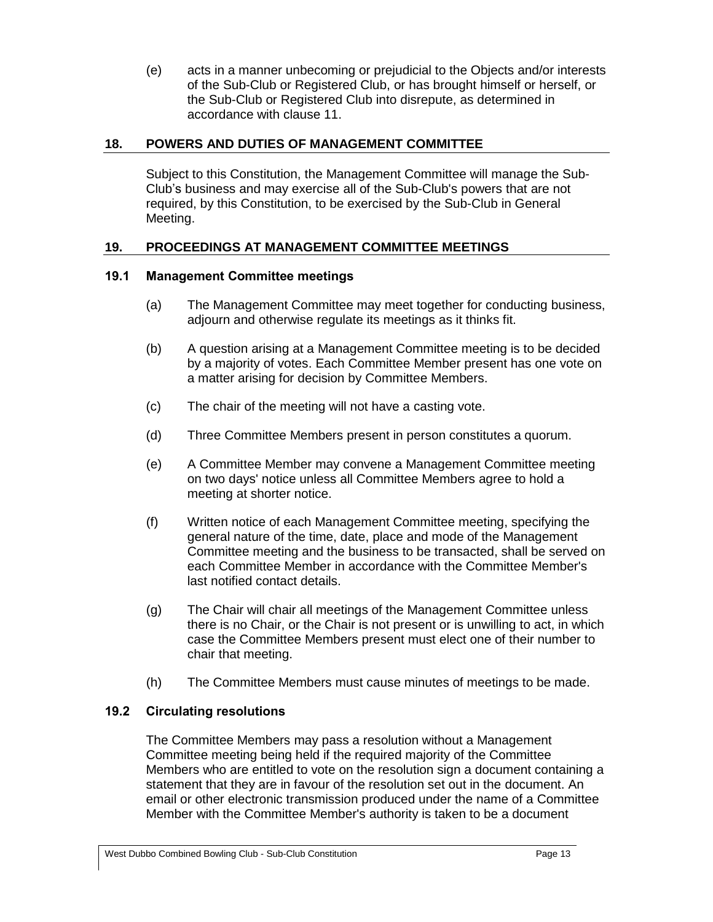(e) acts in a manner unbecoming or prejudicial to the Objects and/or interests of the Sub-Club or Registered Club, or has brought himself or herself, or the Sub-Club or Registered Club into disrepute, as determined in accordance with clause 11.

## 18. POWERS AND DUTIES OF MANAGEMENT COMMITTEE

Subject to this Constitution, the Management Committee will manage the Sub-Club's business and may exercise all of the Sub-Club's powers that are not required, by this Constitution, to be exercised by the Sub-Club in General Meeting.

## 19. PROCEEDINGS AT MANAGEMENT COMMITTEE MEETINGS

### 19.1 Management Committee meetings

(a) The Management Committee may meet together for conducting business, adjourn and otherwise regulate its meetings as it thinks fit.

(b) A question arising at a Management Committee meeting is to be decided by a majority of votes. Each Committee Member present has one vote on a matter arising for decision by Committee Members.

(c) The chair of the meeting will not have a casting vote.

(d) Three Committee Members present in person constitutes a quorum.

(e) A Committee Member may convene a Management Committee meeting on two days' notice unless all Committee Members agree to hold a meeting at shorter notice.

(f) Written notice of each Management Committee meeting, specifying the general nature of the time, date, place and mode of the Management Committee meeting and the business to be transacted, shall be served on each Committee Member in accordance with the Committee Member's last notified contact details.

(g) The Chair will chair all meetings of the Management Committee unless there is no Chair, or the Chair is not present or is unwilling to act, in which case the Committee Members present must elect one of their number to chair that meeting.

(h) The Committee Members must cause minutes of meetings to be made.

### 19.2 Circulating resolutions

The Committee Members may pass a resolution without a Management Committee meeting being held if the required majority of the Committee Members who are entitled to vote on the resolution sign a document containing a statement that they are in favour of the resolution set out in the document. An email or other electronic transmission produced under the name of a Committee Member with the Committee Member's authority is taken to be a document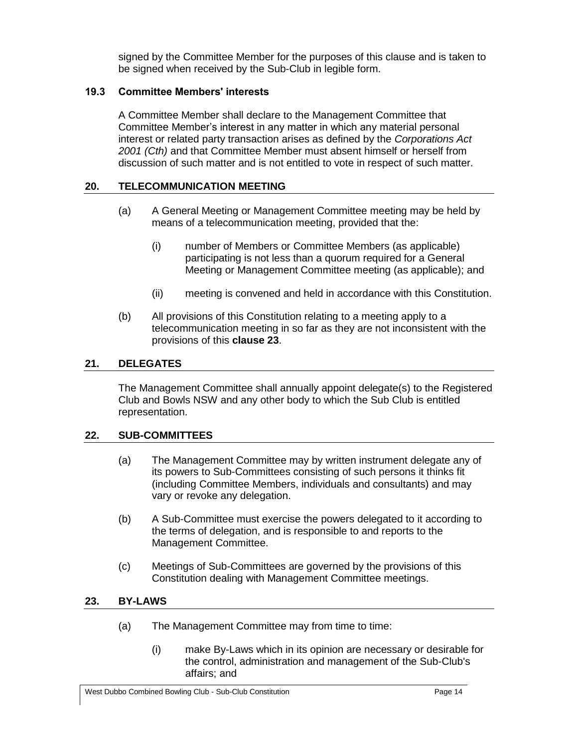signed by the Committee Member for the purposes of this clause and is taken to be signed when received by the Sub-Club in legible form.

### 19.3 Committee Members' interests

A Committee Member shall declare to the Management Committee that Committee Member's interest in any matter in which any material personal interest or related party transaction arises as defined by the *Corporations Act 2001 (Cth)* and that Committee Member must absent himself or herself from discussion of such matter and is not entitled to vote in respect of such matter.

## 20. TELECOMMUNICATION MEETING

(a) A General Meeting or Management Committee meeting may be held by means of a telecommunication meeting, provided that the:

  (i) number of Members or Committee Members (as applicable) participating is not less than a quorum required for a General Meeting or Management Committee meeting (as applicable); and

  (ii) meeting is convened and held in accordance with this Constitution.

(b) All provisions of this Constitution relating to a meeting apply to a telecommunication meeting in so far as they are not inconsistent with the provisions of this **clause 23**.

## 21. DELEGATES

The Management Committee shall annually appoint delegate(s) to the Registered Club and Bowls NSW and any other body to which the Sub Club is entitled representation.

## 22. SUB-COMMITTEES

(a) The Management Committee may by written instrument delegate any of its powers to Sub-Committees consisting of such persons it thinks fit (including Committee Members, individuals and consultants) and may vary or revoke any delegation.

(b) A Sub-Committee must exercise the powers delegated to it according to the terms of delegation, and is responsible to and reports to the Management Committee.

(c) Meetings of Sub-Committees are governed by the provisions of this Constitution dealing with Management Committee meetings.

## 23. BY-LAWS

(a) The Management Committee may from time to time:

  (i) make By-Laws which in its opinion are necessary or desirable for the control, administration and management of the Sub-Club's affairs; and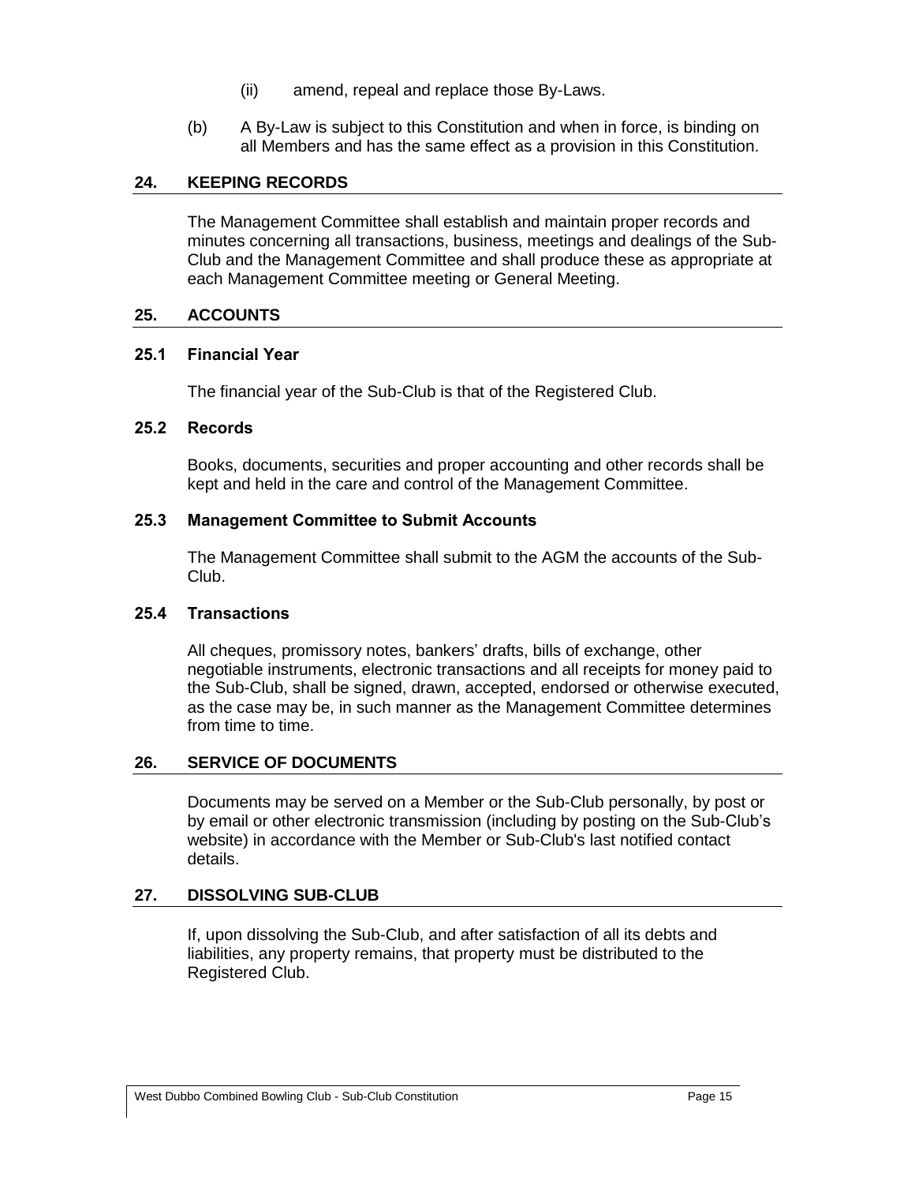(ii) amend, repeal and replace those By-Laws.

(b) A By-Law is subject to this Constitution and when in force, is binding on all Members and has the same effect as a provision in this Constitution.

## 24. KEEPING RECORDS

The Management Committee shall establish and maintain proper records and minutes concerning all transactions, business, meetings and dealings of the Sub-Club and the Management Committee and shall produce these as appropriate at each Management Committee meeting or General Meeting.

## 25. ACCOUNTS

### 25.1 Financial Year

The financial year of the Sub-Club is that of the Registered Club.

### 25.2 Records

Books, documents, securities and proper accounting and other records shall be kept and held in the care and control of the Management Committee.

### 25.3 Management Committee to Submit Accounts

The Management Committee shall submit to the AGM the accounts of the Sub-Club.

### 25.4 Transactions

All cheques, promissory notes, bankers' drafts, bills of exchange, other negotiable instruments, electronic transactions and all receipts for money paid to the Sub-Club, shall be signed, drawn, accepted, endorsed or otherwise executed, as the case may be, in such manner as the Management Committee determines from time to time.

## 26. SERVICE OF DOCUMENTS

Documents may be served on a Member or the Sub-Club personally, by post or by email or other electronic transmission (including by posting on the Sub-Club's website) in accordance with the Member or Sub-Club's last notified contact details.

## 27. DISSOLVING SUB-CLUB

If, upon dissolving the Sub-Club, and after satisfaction of all its debts and liabilities, any property remains, that property must be distributed to the Registered Club.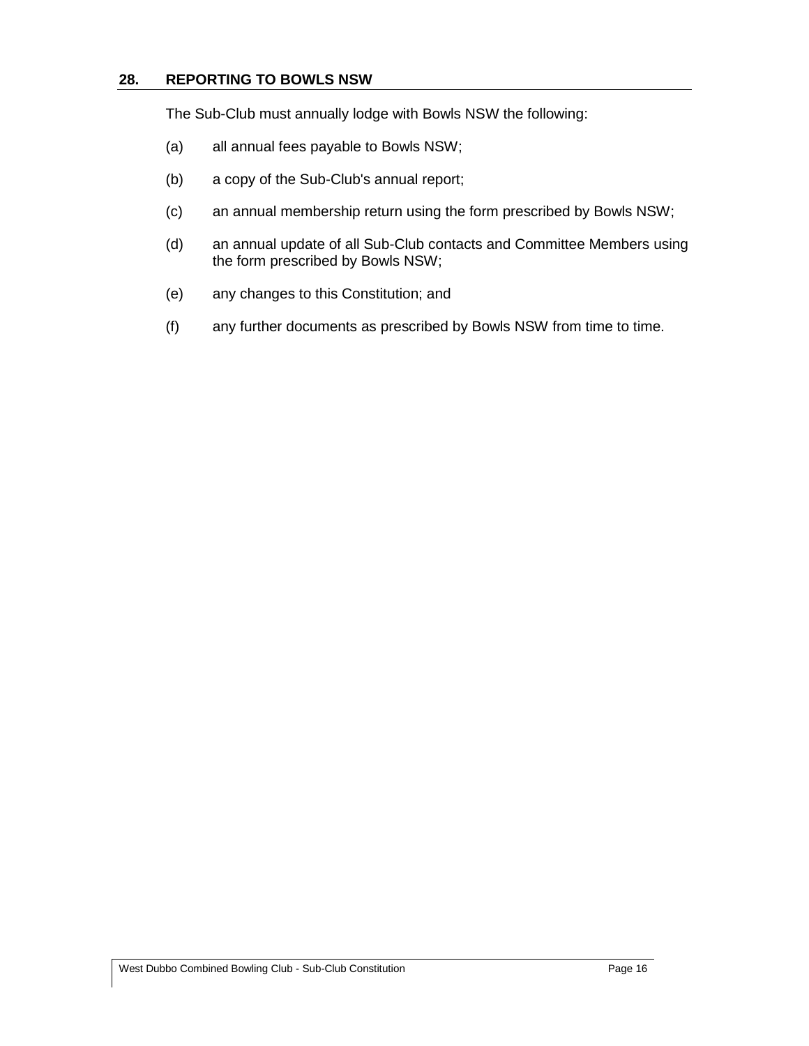## 28. REPORTING TO BOWLS NSW

The Sub-Club must annually lodge with Bowls NSW the following:

(a) all annual fees payable to Bowls NSW;

(b) a copy of the Sub-Club's annual report;

(c) an annual membership return using the form prescribed by Bowls NSW;

(d) an annual update of all Sub-Club contacts and Committee Members using the form prescribed by Bowls NSW;

(e) any changes to this Constitution; and

(f) any further documents as prescribed by Bowls NSW from time to time.